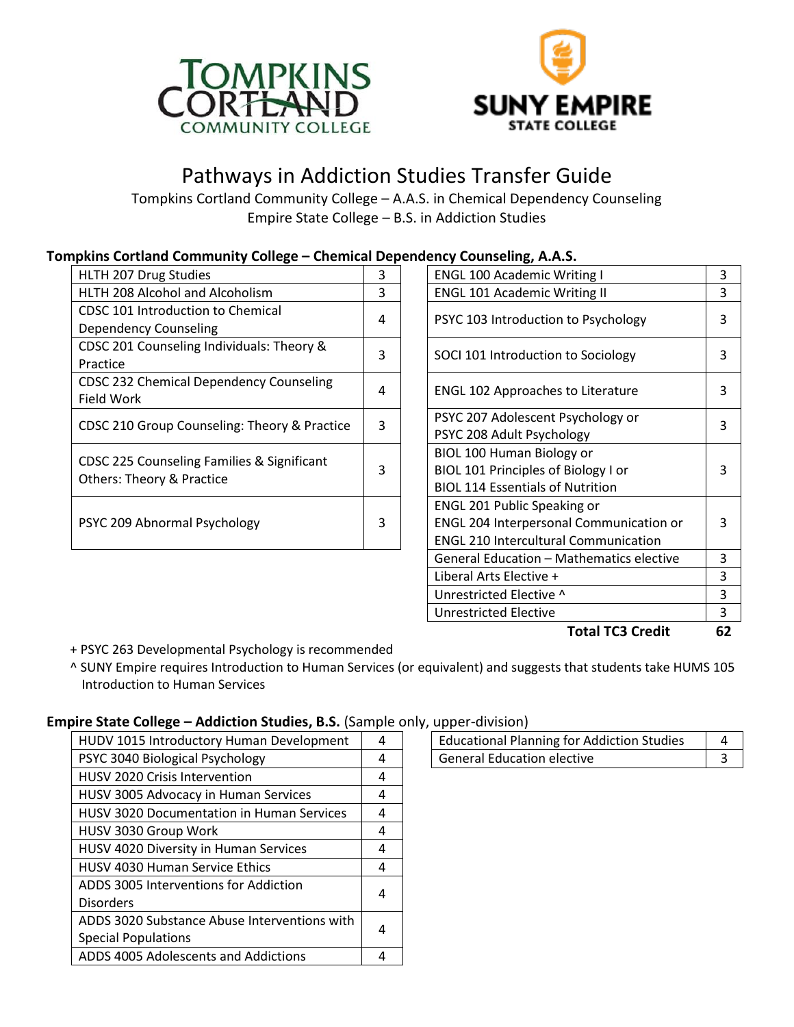# Pathways in Addiction Studies Transfer Guide

Tompkins Cortland Community College – A.A.S. in Chemical Dependency Counseling
Empire State College – B.S. in Addiction Studies

## Tompkins Cortland Community College – Chemical Dependency Counseling, A.A.S.

| Course | Credits |
|---|---|
| HLTH 207 Drug Studies | 3 |
| HLTH 208 Alcohol and Alcoholism | 3 |
| CDSC 101 Introduction to Chemical Dependency Counseling | 4 |
| CDSC 201 Counseling Individuals: Theory & Practice | 3 |
| CDSC 232 Chemical Dependency Counseling Field Work | 4 |
| CDSC 210 Group Counseling: Theory & Practice | 3 |
| CDSC 225 Counseling Families & Significant Others: Theory & Practice | 3 |
| PSYC 209 Abnormal Psychology | 3 |

| Course | Credits |
|---|---|
| ENGL 100 Academic Writing I | 3 |
| ENGL 101 Academic Writing II | 3 |
| PSYC 103 Introduction to Psychology | 3 |
| SOCI 101 Introduction to Sociology | 3 |
| ENGL 102 Approaches to Literature | 3 |
| PSYC 207 Adolescent Psychology or PSYC 208 Adult Psychology | 3 |
| BIOL 100 Human Biology or BIOL 101 Principles of Biology I or BIOL 114 Essentials of Nutrition | 3 |
| ENGL 201 Public Speaking or ENGL 204 Interpersonal Communication or ENGL 210 Intercultural Communication | 3 |
| General Education – Mathematics elective | 3 |
| Liberal Arts Elective + | 3 |
| Unrestricted Elective ^ | 3 |
| Unrestricted Elective | 3 |
| **Total TC3 Credit** | **62** |

+ PSYC 263 Developmental Psychology is recommended

^ SUNY Empire requires Introduction to Human Services (or equivalent) and suggests that students take HUMS 105 Introduction to Human Services

## Empire State College – Addiction Studies, B.S. (Sample only, upper-division)

| Course | Credits |
|---|---|
| HUDV 1015 Introductory Human Development | 4 |
| PSYC 3040 Biological Psychology | 4 |
| HUSV 2020 Crisis Intervention | 4 |
| HUSV 3005 Advocacy in Human Services | 4 |
| HUSV 3020 Documentation in Human Services | 4 |
| HUSV 3030 Group Work | 4 |
| HUSV 4020 Diversity in Human Services | 4 |
| HUSV 4030 Human Service Ethics | 4 |
| ADDS 3005 Interventions for Addiction Disorders | 4 |
| ADDS 3020 Substance Abuse Interventions with Special Populations | 4 |
| ADDS 4005 Adolescents and Addictions | 4 |

| Course | Credits |
|---|---|
| Educational Planning for Addiction Studies | 4 |
| General Education elective | 3 |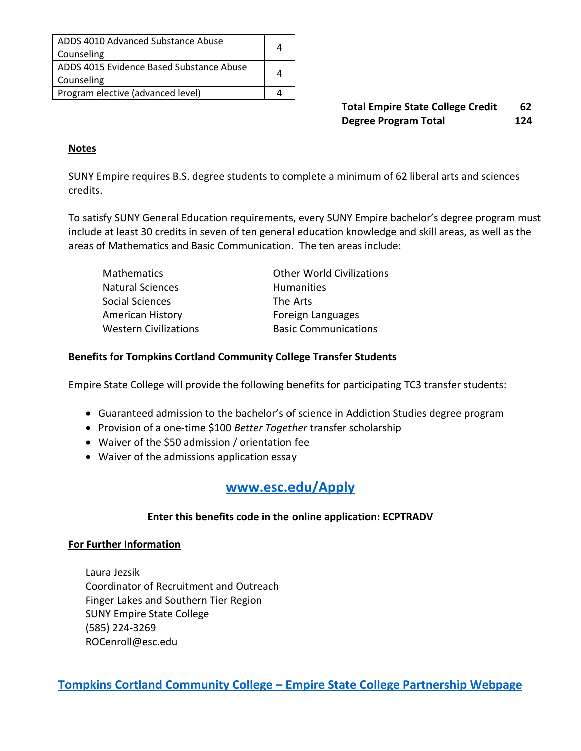| | |
|---|---|
| ADDS 4010 Advanced Substance Abuse Counseling | 4 |
| ADDS 4015 Evidence Based Substance Abuse Counseling | 4 |
| Program elective (advanced level) | 4 |

**Total Empire State College Credit 62**
**Degree Program Total 124**

**Notes**

SUNY Empire requires B.S. degree students to complete a minimum of 62 liberal arts and sciences credits.

To satisfy SUNY General Education requirements, every SUNY Empire bachelor's degree program must include at least 30 credits in seven of ten general education knowledge and skill areas, as well as the areas of Mathematics and Basic Communication. The ten areas include:

- Mathematics
- Natural Sciences
- Social Sciences
- American History
- Western Civilizations
- Other World Civilizations
- Humanities
- The Arts
- Foreign Languages
- Basic Communications

**Benefits for Tompkins Cortland Community College Transfer Students**

Empire State College will provide the following benefits for participating TC3 transfer students:

- Guaranteed admission to the bachelor's of science in Addiction Studies degree program
- Provision of a one-time $100 *Better Together* transfer scholarship
- Waiver of the $50 admission / orientation fee
- Waiver of the admissions application essay

**www.esc.edu/Apply**

**Enter this benefits code in the online application: ECPTRADV**

**For Further Information**

Laura Jezsik
Coordinator of Recruitment and Outreach
Finger Lakes and Southern Tier Region
SUNY Empire State College
(585) 224-3269
ROCenroll@esc.edu

**Tompkins Cortland Community College – Empire State College Partnership Webpage**